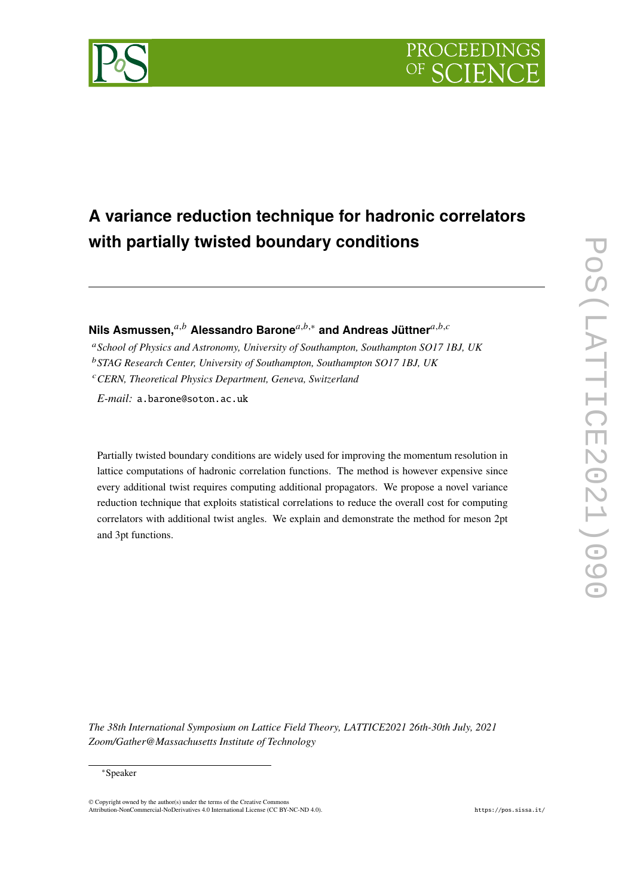# A variance reduction technique for hadronic correlators with partially twisted boundary conditions

**Nils Asmussen,**[a,b] **Alessandro Barone**[a,b,*] **and Andreas Jüttner**[a,b,c]

[a] *School of Physics and Astronomy, University of Southampton, Southampton SO17 1BJ, UK*

[b] *STAG Research Center, University of Southampton, Southampton SO17 1BJ, UK*

[c] *CERN, Theoretical Physics Department, Geneva, Switzerland*

*E-mail:* a.barone@soton.ac.uk

Partially twisted boundary conditions are widely used for improving the momentum resolution in lattice computations of hadronic correlation functions. The method is however expensive since every additional twist requires computing additional propagators. We propose a novel variance reduction technique that exploits statistical correlations to reduce the overall cost for computing correlators with additional twist angles. We explain and demonstrate the method for meson 2pt and 3pt functions.

*The 38th International Symposium on Lattice Field Theory, LATTICE2021 26th-30th July, 2021 Zoom/Gather@Massachusetts Institute of Technology*

[*] Speaker

© Copyright owned by the author(s) under the terms of the Creative Commons Attribution-NonCommercial-NoDerivatives 4.0 International License (CC BY-NC-ND 4.0).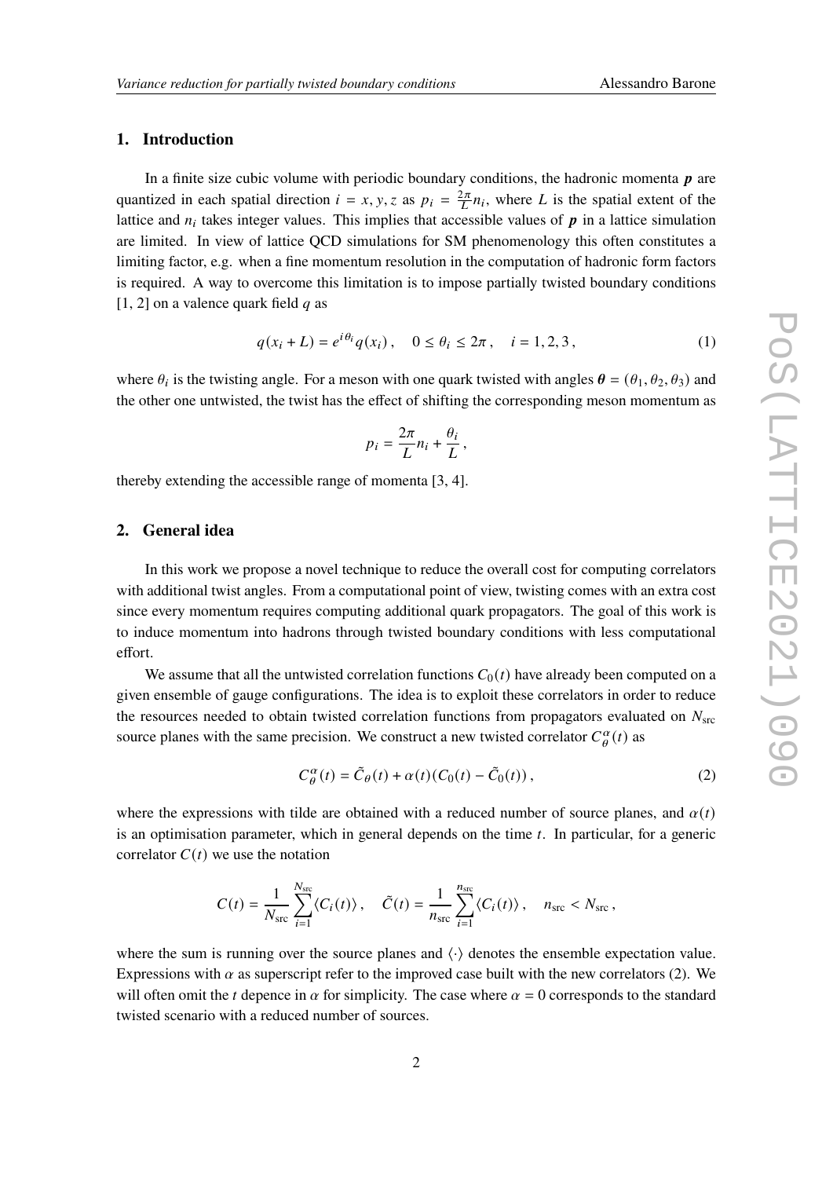## 1. Introduction

In a finite size cubic volume with periodic boundary conditions, the hadronic momenta $\boldsymbol{p}$ are quantized in each spatial direction $i = x, y, z$ as $p_i = \frac{2\pi}{L} n_i$, where $L$ is the spatial extent of the lattice and $n_i$ takes integer values. This implies that accessible values of $\boldsymbol{p}$ in a lattice simulation are limited. In view of lattice QCD simulations for SM phenomenology this often constitutes a limiting factor, e.g. when a fine momentum resolution in the computation of hadronic form factors is required. A way to overcome this limitation is to impose partially twisted boundary conditions [1, 2] on a valence quark field $q$ as

$$q(x_i + L) = e^{i\theta_i} q(x_i)\,, \quad 0 \leq \theta_i \leq 2\pi\,, \quad i = 1, 2, 3\,, \tag{1}$$

where $\theta_i$ is the twisting angle. For a meson with one quark twisted with angles $\boldsymbol{\theta} = (\theta_1, \theta_2, \theta_3)$ and the other one untwisted, the twist has the effect of shifting the corresponding meson momentum as

$$p_i = \frac{2\pi}{L} n_i + \frac{\theta_i}{L}\,,$$

thereby extending the accessible range of momenta [3, 4].

## 2. General idea

In this work we propose a novel technique to reduce the overall cost for computing correlators with additional twist angles. From a computational point of view, twisting comes with an extra cost since every momentum requires computing additional quark propagators. The goal of this work is to induce momentum into hadrons through twisted boundary conditions with less computational effort.

We assume that all the untwisted correlation functions $C_0(t)$ have already been computed on a given ensemble of gauge configurations. The idea is to exploit these correlators in order to reduce the resources needed to obtain twisted correlation functions from propagators evaluated on $N_{\rm src}$ source planes with the same precision. We construct a new twisted correlator $C^{\alpha}_{\theta}(t)$ as

$$C^{\alpha}_{\theta}(t) = \tilde{C}_{\theta}(t) + \alpha(t)(C_0(t) - \tilde{C}_0(t))\,, \tag{2}$$

where the expressions with tilde are obtained with a reduced number of source planes, and $\alpha(t)$ is an optimisation parameter, which in general depends on the time $t$. In particular, for a generic correlator $C(t)$ we use the notation

$$C(t) = \frac{1}{N_{\rm src}} \sum_{i=1}^{N_{\rm src}} \langle C_i(t) \rangle\,, \quad \tilde{C}(t) = \frac{1}{n_{\rm src}} \sum_{i=1}^{n_{\rm src}} \langle C_i(t) \rangle\,, \quad n_{\rm src} < N_{\rm src}\,,$$

where the sum is running over the source planes and $\langle \cdot \rangle$ denotes the ensemble expectation value. Expressions with $\alpha$ as superscript refer to the improved case built with the new correlators (2). We will often omit the $t$ depence in $\alpha$ for simplicity. The case where $\alpha = 0$ corresponds to the standard twisted scenario with a reduced number of sources.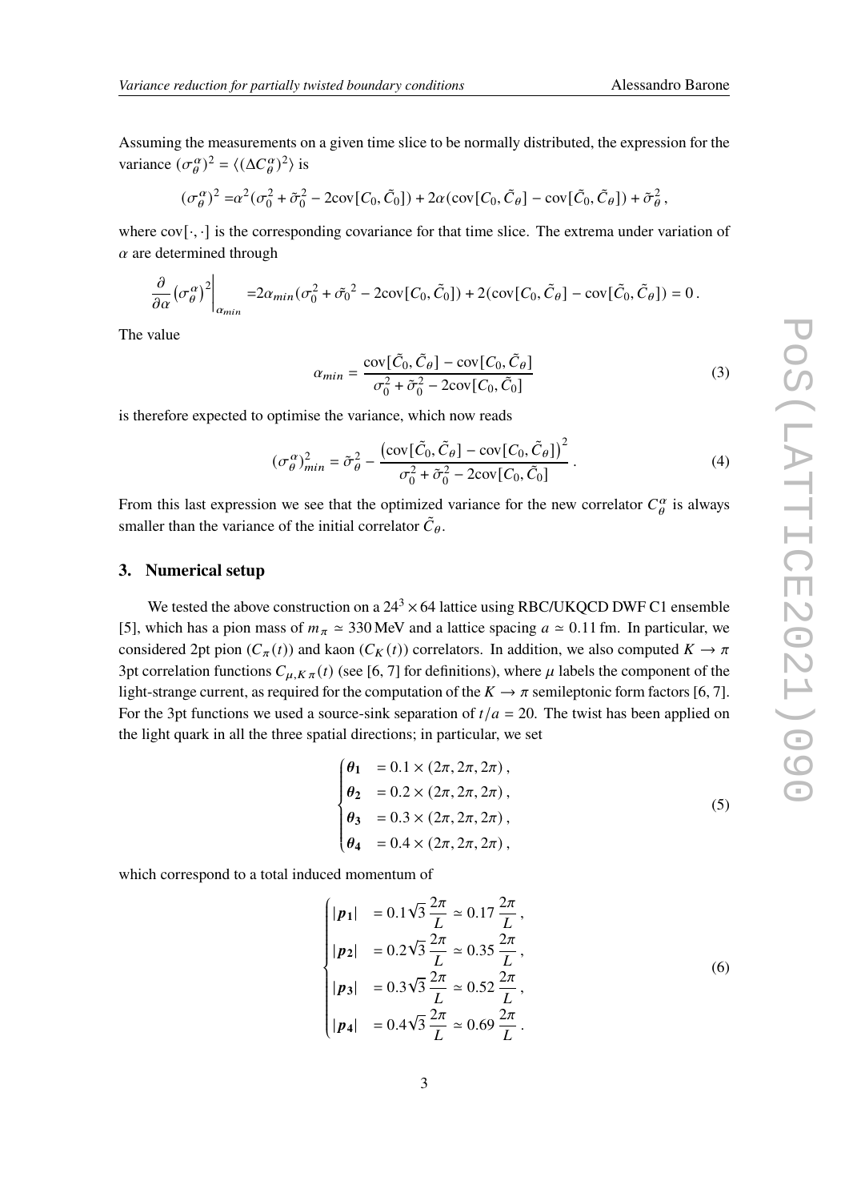Assuming the measurements on a given time slice to be normally distributed, the expression for the variance $(\sigma_\theta^\alpha)^2 = \langle (\Delta C_\theta^\alpha)^2 \rangle$ is

$$(\sigma_\theta^\alpha)^2 = \alpha^2(\sigma_0^2 + \tilde{\sigma}_0^2 - 2\text{cov}[C_0, \tilde{C}_0]) + 2\alpha(\text{cov}[C_0, \tilde{C}_\theta] - \text{cov}[\tilde{C}_0, \tilde{C}_\theta]) + \tilde{\sigma}_\theta^2 \,,$$

where $\text{cov}[\cdot,\cdot]$ is the corresponding covariance for that time slice. The extrema under variation of $\alpha$ are determined through

$$\frac{\partial}{\partial \alpha}\left(\sigma_\theta^\alpha\right)^2\bigg|_{\alpha_{min}} = 2\alpha_{min}(\sigma_0^2 + \tilde{\sigma_0}^2 - 2\text{cov}[C_0, \tilde{C}_0]) + 2(\text{cov}[C_0, \tilde{C}_\theta] - \text{cov}[\tilde{C}_0, \tilde{C}_\theta]) = 0 \,.$$

The value

$$\alpha_{min} = \frac{\text{cov}[\tilde{C}_0, \tilde{C}_\theta] - \text{cov}[C_0, \tilde{C}_\theta]}{\sigma_0^2 + \tilde{\sigma}_0^2 - 2\text{cov}[C_0, \tilde{C}_0]} \tag{3}$$

is therefore expected to optimise the variance, which now reads

$$(\sigma_\theta^\alpha)^2_{min} = \tilde{\sigma}_\theta^2 - \frac{\left(\text{cov}[\tilde{C}_0, \tilde{C}_\theta] - \text{cov}[C_0, \tilde{C}_\theta]\right)^2}{\sigma_0^2 + \tilde{\sigma}_0^2 - 2\text{cov}[C_0, \tilde{C}_0]} \,. \tag{4}$$

From this last expression we see that the optimized variance for the new correlator $C_\theta^\alpha$ is always smaller than the variance of the initial correlator $\tilde{C}_\theta$.

## 3. Numerical setup

We tested the above construction on a $24^3 \times 64$ lattice using RBC/UKQCD DWF C1 ensemble [5], which has a pion mass of $m_\pi \simeq 330\,\text{MeV}$ and a lattice spacing $a \simeq 0.11\,\text{fm}$. In particular, we considered 2pt pion ($C_\pi(t)$) and kaon ($C_K(t)$) correlators. In addition, we also computed $K \to \pi$ 3pt correlation functions $C_{\mu,K\pi}(t)$ (see [6, 7] for definitions), where $\mu$ labels the component of the light-strange current, as required for the computation of the $K \to \pi$ semileptonic form factors [6, 7]. For the 3pt functions we used a source-sink separation of $t/a = 20$. The twist has been applied on the light quark in all the three spatial directions; in particular, we set

$$\begin{cases} \boldsymbol{\theta_1} &= 0.1 \times (2\pi, 2\pi, 2\pi)\,, \\ \boldsymbol{\theta_2} &= 0.2 \times (2\pi, 2\pi, 2\pi)\,, \\ \boldsymbol{\theta_3} &= 0.3 \times (2\pi, 2\pi, 2\pi)\,, \\ \boldsymbol{\theta_4} &= 0.4 \times (2\pi, 2\pi, 2\pi)\,, \end{cases} \tag{5}$$

which correspond to a total induced momentum of

$$\begin{cases} |\boldsymbol{p_1}| &= 0.1\sqrt{3}\,\dfrac{2\pi}{L} \simeq 0.17\,\dfrac{2\pi}{L}\,, \\ |\boldsymbol{p_2}| &= 0.2\sqrt{3}\,\dfrac{2\pi}{L} \simeq 0.35\,\dfrac{2\pi}{L}\,, \\ |\boldsymbol{p_3}| &= 0.3\sqrt{3}\,\dfrac{2\pi}{L} \simeq 0.52\,\dfrac{2\pi}{L}\,, \\ |\boldsymbol{p_4}| &= 0.4\sqrt{3}\,\dfrac{2\pi}{L} \simeq 0.69\,\dfrac{2\pi}{L}\,. \end{cases} \tag{6}$$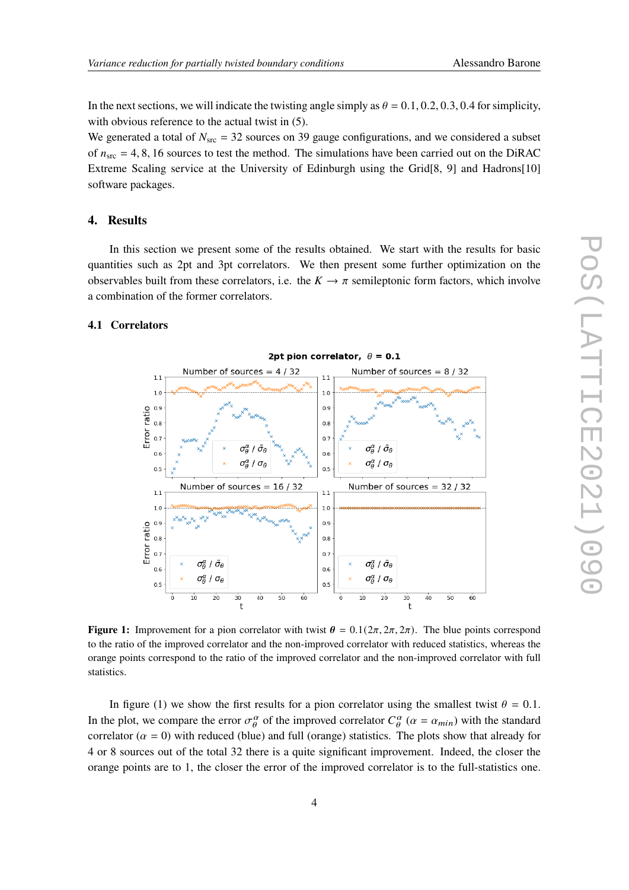In the next sections, we will indicate the twisting angle simply as $\theta = 0.1, 0.2, 0.3, 0.4$ for simplicity, with obvious reference to the actual twist in (5).
We generated a total of $N_{\rm src} = 32$ sources on 39 gauge configurations, and we considered a subset of $n_{\rm src} = 4, 8, 16$ sources to test the method. The simulations have been carried out on the DiRAC Extreme Scaling service at the University of Edinburgh using the Grid[8, 9] and Hadrons[10] software packages.

## 4. Results

In this section we present some of the results obtained. We start with the results for basic quantities such as 2pt and 3pt correlators. We then present some further optimization on the observables built from these correlators, i.e. the $K \to \pi$ semileptonic form factors, which involve a combination of the former correlators.

### 4.1 Correlators

**Figure 1:** Improvement for a pion correlator with twist $\boldsymbol{\theta} = 0.1(2\pi, 2\pi, 2\pi)$. The blue points correspond to the ratio of the improved correlator and the non-improved correlator with reduced statistics, whereas the orange points correspond to the ratio of the improved correlator and the non-improved correlator with full statistics.

In figure (1) we show the first results for a pion correlator using the smallest twist $\theta = 0.1$. In the plot, we compare the error $\sigma^{\alpha}_{\theta}$ of the improved correlator $C^{\alpha}_{\theta}$ ($\alpha = \alpha_{min}$) with the standard correlator ($\alpha = 0$) with reduced (blue) and full (orange) statistics. The plots show that already for 4 or 8 sources out of the total 32 there is a quite significant improvement. Indeed, the closer the orange points are to 1, the closer the error of the improved correlator is to the full-statistics one.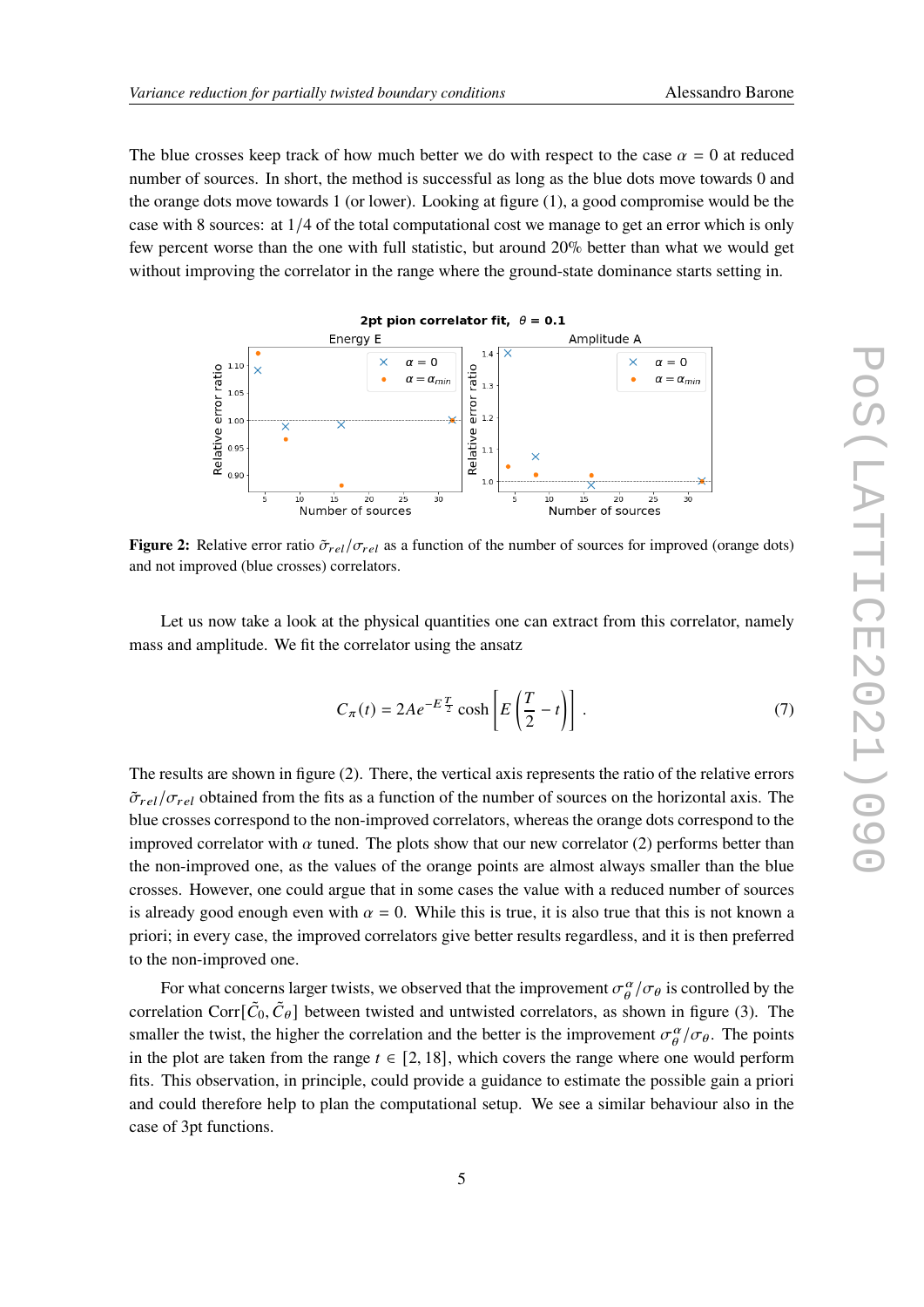The blue crosses keep track of how much better we do with respect to the case $\alpha = 0$ at reduced number of sources. In short, the method is successful as long as the blue dots move towards 0 and the orange dots move towards 1 (or lower). Looking at figure (1), a good compromise would be the case with 8 sources: at 1/4 of the total computational cost we manage to get an error which is only few percent worse than the one with full statistic, but around 20% better than what we would get without improving the correlator in the range where the ground-state dominance starts setting in.

**Figure 2:** Relative error ratio $\tilde{\sigma}_{rel}/\sigma_{rel}$ as a function of the number of sources for improved (orange dots) and not improved (blue crosses) correlators.

Let us now take a look at the physical quantities one can extract from this correlator, namely mass and amplitude. We fit the correlator using the ansatz

$$C_\pi(t) = 2Ae^{-E\frac{T}{2}} \cosh\left[E\left(\frac{T}{2} - t\right)\right] . \tag{7}$$

The results are shown in figure (2). There, the vertical axis represents the ratio of the relative errors $\tilde{\sigma}_{rel}/\sigma_{rel}$ obtained from the fits as a function of the number of sources on the horizontal axis. The blue crosses correspond to the non-improved correlators, whereas the orange dots correspond to the improved correlator with $\alpha$ tuned. The plots show that our new correlator (2) performs better than the non-improved one, as the values of the orange points are almost always smaller than the blue crosses. However, one could argue that in some cases the value with a reduced number of sources is already good enough even with $\alpha = 0$. While this is true, it is also true that this is not known a priori; in every case, the improved correlators give better results regardless, and it is then preferred to the non-improved one.

For what concerns larger twists, we observed that the improvement $\sigma_\theta^\alpha/\sigma_\theta$ is controlled by the correlation $\text{Corr}[\tilde{C}_0, \tilde{C}_\theta]$ between twisted and untwisted correlators, as shown in figure (3). The smaller the twist, the higher the correlation and the better is the improvement $\sigma_\theta^\alpha/\sigma_\theta$. The points in the plot are taken from the range $t \in [2, 18]$, which covers the range where one would perform fits. This observation, in principle, could provide a guidance to estimate the possible gain a priori and could therefore help to plan the computational setup. We see a similar behaviour also in the case of 3pt functions.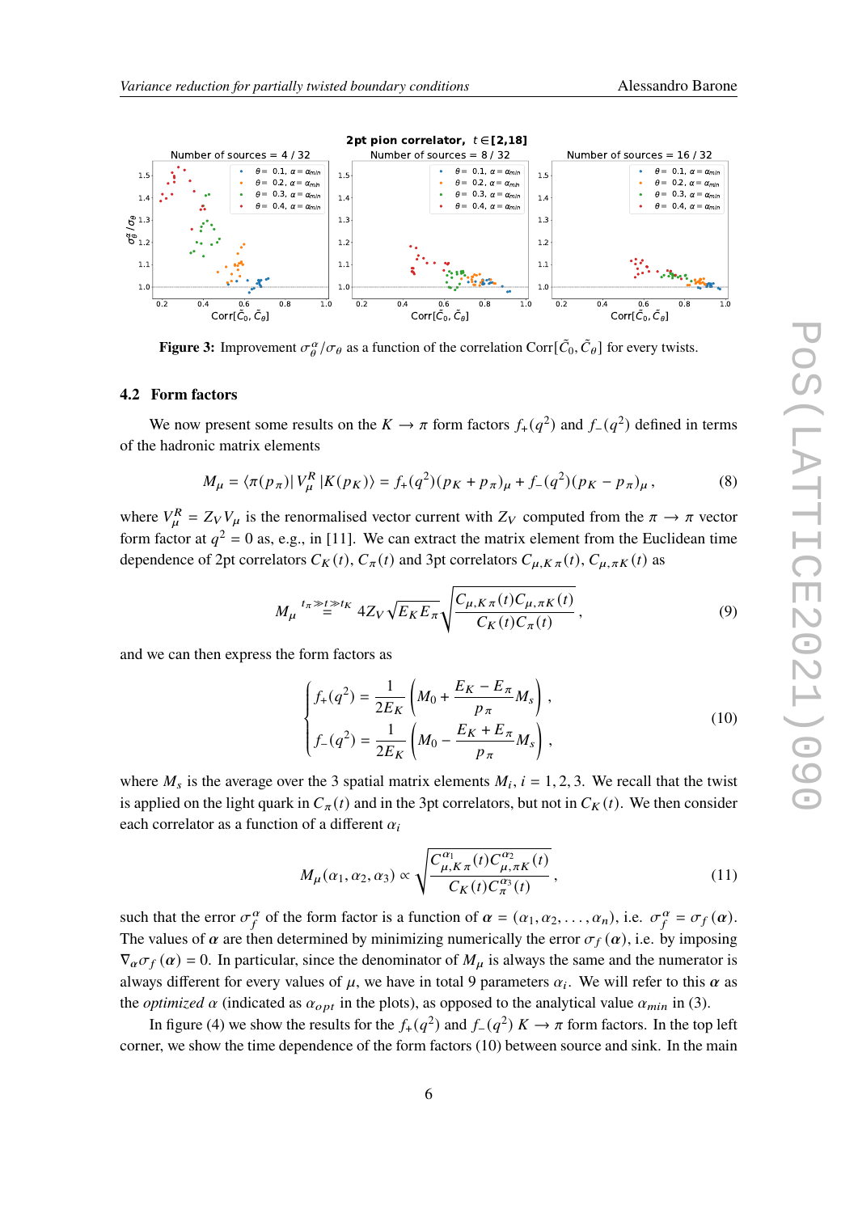**Figure 3:** Improvement $\sigma_\theta^\alpha/\sigma_\theta$ as a function of the correlation $\mathrm{Corr}[\tilde{C}_0, \tilde{C}_\theta]$ for every twists.

### 4.2 Form factors

We now present some results on the $K \to \pi$ form factors $f_+(q^2)$ and $f_-(q^2)$ defined in terms of the hadronic matrix elements

$$M_\mu = \langle \pi(p_\pi) | V_\mu^R | K(p_K) \rangle = f_+(q^2)(p_K + p_\pi)_\mu + f_-(q^2)(p_K - p_\pi)_\mu \,, \tag{8}$$

where $V_\mu^R = Z_V V_\mu$ is the renormalised vector current with $Z_V$ computed from the $\pi \to \pi$ vector form factor at $q^2 = 0$ as, e.g., in [11]. We can extract the matrix element from the Euclidean time dependence of 2pt correlators $C_K(t)$, $C_\pi(t)$ and 3pt correlators $C_{\mu,K\pi}(t)$, $C_{\mu,\pi K}(t)$ as

$$M_\mu \overset{t_\pi \gg t \gg t_K}{=} 4 Z_V \sqrt{E_K E_\pi} \sqrt{\frac{C_{\mu,K\pi}(t) C_{\mu,\pi K}(t)}{C_K(t) C_\pi(t)}} \,, \tag{9}$$

and we can then express the form factors as

$$\begin{cases} f_+(q^2) = \dfrac{1}{2E_K}\left(M_0 + \dfrac{E_K - E_\pi}{p_\pi} M_s\right) \,, \\[2ex] f_-(q^2) = \dfrac{1}{2E_K}\left(M_0 - \dfrac{E_K + E_\pi}{p_\pi} M_s\right) \,, \end{cases} \tag{10}$$

where $M_s$ is the average over the 3 spatial matrix elements $M_i$, $i = 1, 2, 3$. We recall that the twist is applied on the light quark in $C_\pi(t)$ and in the 3pt correlators, but not in $C_K(t)$. We then consider each correlator as a function of a different $\alpha_i$

$$M_\mu(\alpha_1, \alpha_2, \alpha_3) \propto \sqrt{\frac{C^{\alpha_1}_{\mu,K\pi}(t) C^{\alpha_2}_{\mu,\pi K}(t)}{C_K(t) C^{\alpha_3}_\pi(t)}} \,, \tag{11}$$

such that the error $\sigma_f^\alpha$ of the form factor is a function of $\boldsymbol{\alpha} = (\alpha_1, \alpha_2, \ldots, \alpha_n)$, i.e. $\sigma_f^\alpha = \sigma_f(\boldsymbol{\alpha})$. The values of $\boldsymbol{\alpha}$ are then determined by minimizing numerically the error $\sigma_f(\boldsymbol{\alpha})$, i.e. by imposing $\nabla_\alpha \sigma_f(\boldsymbol{\alpha}) = 0$. In particular, since the denominator of $M_\mu$ is always the same and the numerator is always different for every values of $\mu$, we have in total 9 parameters $\alpha_i$. We will refer to this $\boldsymbol{\alpha}$ as the *optimized* $\alpha$ (indicated as $\alpha_{opt}$ in the plots), as opposed to the analytical value $\alpha_{min}$ in (3).

In figure (4) we show the results for the $f_+(q^2)$ and $f_-(q^2)$ $K \to \pi$ form factors. In the top left corner, we show the time dependence of the form factors (10) between source and sink. In the main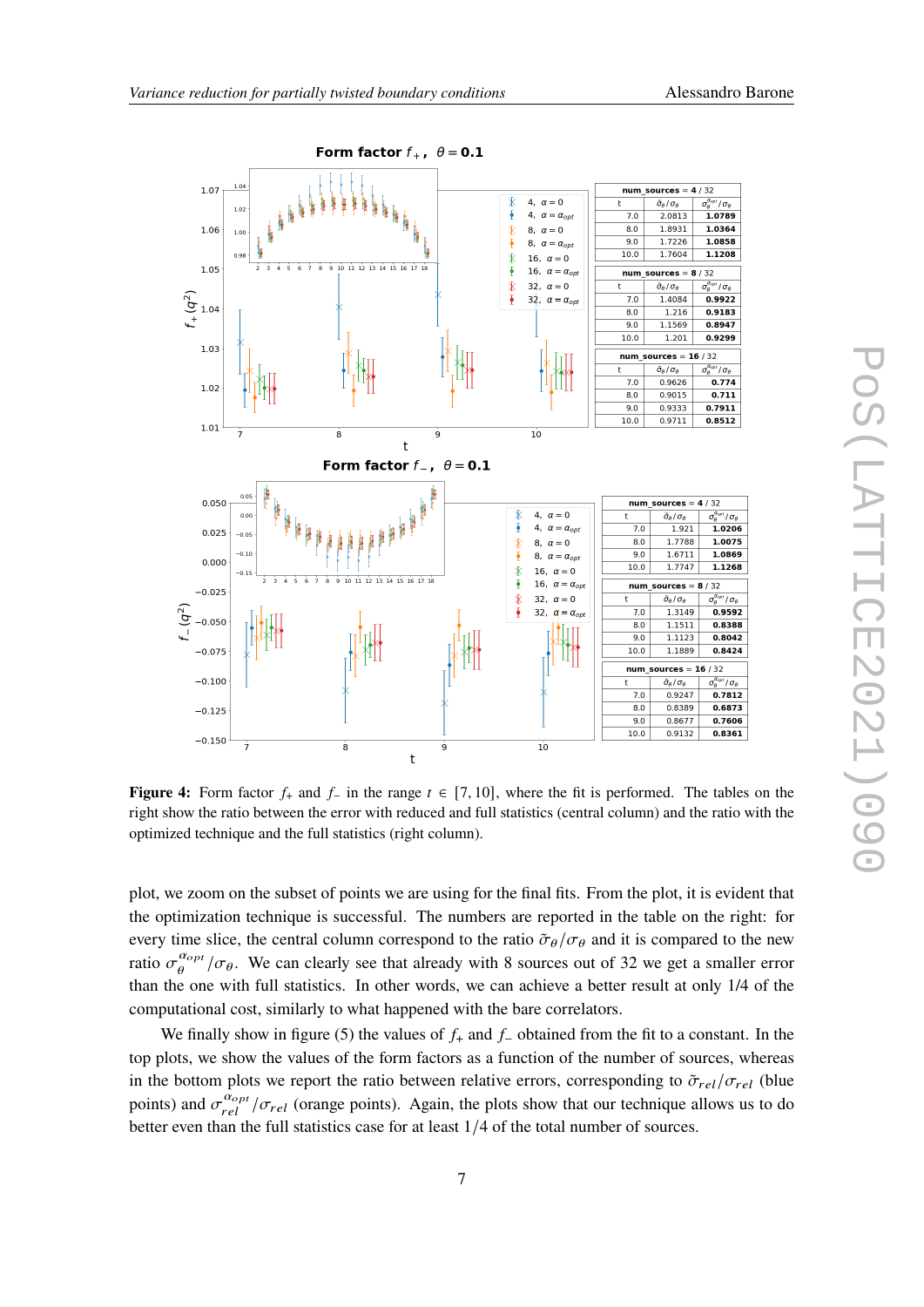**Form factor $f_+$, $\theta = 0.1$**

| num_sources = 4 / 32 | | |
|---|---|---|
| t | $\tilde{\sigma}_\theta/\sigma_\theta$ | $\sigma_\theta^{opt}/\sigma_\theta$ |
| 7.0 | 2.0813 | **1.0789** |
| 8.0 | 1.8931 | **1.0364** |
| 9.0 | 1.7226 | **1.0858** |
| 10.0 | 1.7604 | **1.1208** |

| num_sources = 8 / 32 | | |
|---|---|---|
| t | $\tilde{\sigma}_\theta/\sigma_\theta$ | $\sigma_\theta^{opt}/\sigma_\theta$ |
| 7.0 | 1.4084 | **0.9922** |
| 8.0 | 1.216 | **0.9183** |
| 9.0 | 1.1569 | **0.8947** |
| 10.0 | 1.201 | **0.9299** |

| num_sources = 16 / 32 | | |
|---|---|---|
| t | $\tilde{\sigma}_\theta/\sigma_\theta$ | $\sigma_\theta^{opt}/\sigma_\theta$ |
| 7.0 | 0.9626 | **0.774** |
| 8.0 | 0.9015 | **0.711** |
| 9.0 | 0.9333 | **0.7911** |
| 10.0 | 0.9711 | **0.8512** |

**Form factor $f_-$, $\theta = 0.1$**

| num_sources = 4 / 32 | | |
|---|---|---|
| t | $\tilde{\sigma}_\theta/\sigma_\theta$ | $\sigma_\theta^{opt}/\sigma_\theta$ |
| 7.0 | 1.921 | **1.0206** |
| 8.0 | 1.7788 | **1.0075** |
| 9.0 | 1.6711 | **1.0869** |
| 10.0 | 1.7747 | **1.1268** |

| num_sources = 8 / 32 | | |
|---|---|---|
| t | $\tilde{\sigma}_\theta/\sigma_\theta$ | $\sigma_\theta^{opt}/\sigma_\theta$ |
| 7.0 | 1.3149 | **0.9592** |
| 8.0 | 1.1511 | **0.8388** |
| 9.0 | 1.1123 | **0.8042** |
| 10.0 | 1.1889 | **0.8424** |

| num_sources = 16 / 32 | | |
|---|---|---|
| t | $\tilde{\sigma}_\theta/\sigma_\theta$ | $\sigma_\theta^{opt}/\sigma_\theta$ |
| 7.0 | 0.9247 | **0.7812** |
| 8.0 | 0.8389 | **0.6873** |
| 9.0 | 0.8677 | **0.7606** |
| 10.0 | 0.9132 | **0.8361** |

**Figure 4:** Form factor $f_+$ and $f_-$ in the range $t \in [7, 10]$, where the fit is performed. The tables on the right show the ratio between the error with reduced and full statistics (central column) and the ratio with the optimized technique and the full statistics (right column).

plot, we zoom on the subset of points we are using for the final fits. From the plot, it is evident that the optimization technique is successful. The numbers are reported in the table on the right: for every time slice, the central column correspond to the ratio $\tilde{\sigma}_\theta/\sigma_\theta$ and it is compared to the new ratio $\sigma_\theta^{\alpha_{opt}}/\sigma_\theta$. We can clearly see that already with 8 sources out of 32 we get a smaller error than the one with full statistics. In other words, we can achieve a better result at only 1/4 of the computational cost, similarly to what happened with the bare correlators.

We finally show in figure (5) the values of $f_+$ and $f_-$ obtained from the fit to a constant. In the top plots, we show the values of the form factors as a function of the number of sources, whereas in the bottom plots we report the ratio between relative errors, corresponding to $\tilde{\sigma}_{rel}/\sigma_{rel}$ (blue points) and $\sigma_{rel}^{\alpha_{opt}}/\sigma_{rel}$ (orange points). Again, the plots show that our technique allows us to do better even than the full statistics case for at least $1/4$ of the total number of sources.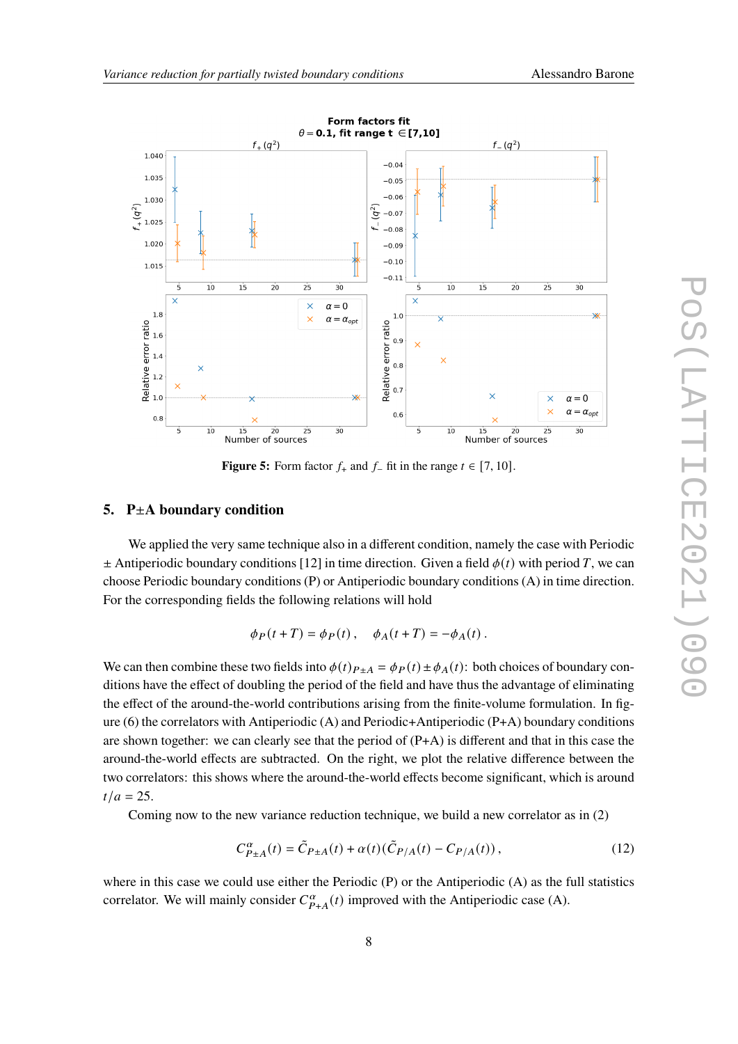Figure 5: Form factor $f_+$ and $f_-$ fit in the range $t \in [7, 10]$.

## 5. P±A boundary condition

We applied the very same technique also in a different condition, namely the case with Periodic ± Antiperiodic boundary conditions [12] in time direction. Given a field $\phi(t)$ with period $T$, we can choose Periodic boundary conditions (P) or Antiperiodic boundary conditions (A) in time direction. For the corresponding fields the following relations will hold

$$\phi_P(t+T) = \phi_P(t), \quad \phi_A(t+T) = -\phi_A(t).$$

We can then combine these two fields into $\phi(t)_{P\pm A} = \phi_P(t) \pm \phi_A(t)$: both choices of boundary conditions have the effect of doubling the period of the field and have thus the advantage of eliminating the effect of the around-the-world contributions arising from the finite-volume formulation. In figure (6) the correlators with Antiperiodic (A) and Periodic+Antiperiodic (P+A) boundary conditions are shown together: we can clearly see that the period of (P+A) is different and that in this case the around-the-world effects are subtracted. On the right, we plot the relative difference between the two correlators: this shows where the around-the-world effects become significant, which is around $t/a = 25$.

Coming now to the new variance reduction technique, we build a new correlator as in (2)

$$C^{\alpha}_{P\pm A}(t) = \tilde{C}_{P\pm A}(t) + \alpha(t)(\tilde{C}_{P/A}(t) - C_{P/A}(t)), \tag{12}$$

where in this case we could use either the Periodic (P) or the Antiperiodic (A) as the full statistics correlator. We will mainly consider $C^{\alpha}_{P+A}(t)$ improved with the Antiperiodic case (A).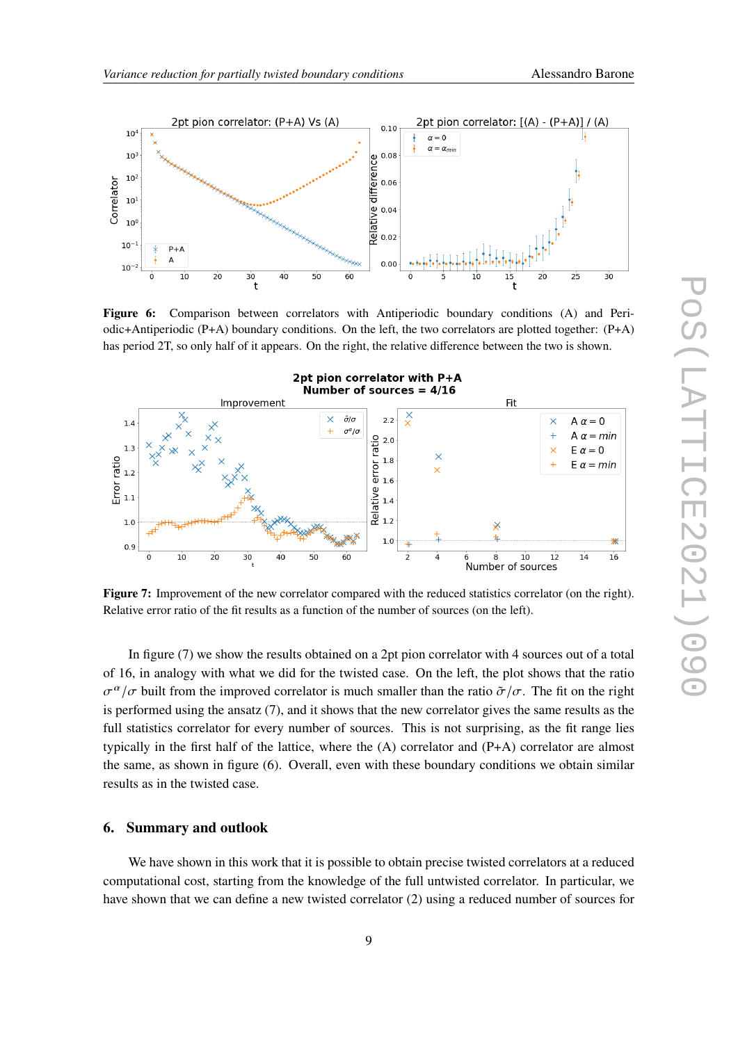**Figure 6:** Comparison between correlators with Antiperiodic boundary conditions (A) and Periodic+Antiperiodic (P+A) boundary conditions. On the left, the two correlators are plotted together: (P+A) has period 2T, so only half of it appears. On the right, the relative difference between the two is shown.

**Figure 7:** Improvement of the new correlator compared with the reduced statistics correlator (on the right). Relative error ratio of the fit results as a function of the number of sources (on the left).

In figure (7) we show the results obtained on a 2pt pion correlator with 4 sources out of a total of 16, in analogy with what we did for the twisted case. On the left, the plot shows that the ratio $\sigma^{\alpha}/\sigma$ built from the improved correlator is much smaller than the ratio $\tilde{\sigma}/\sigma$. The fit on the right is performed using the ansatz (7), and it shows that the new correlator gives the same results as the full statistics correlator for every number of sources. This is not surprising, as the fit range lies typically in the first half of the lattice, where the (A) correlator and (P+A) correlator are almost the same, as shown in figure (6). Overall, even with these boundary conditions we obtain similar results as in the twisted case.

## 6. Summary and outlook

We have shown in this work that it is possible to obtain precise twisted correlators at a reduced computational cost, starting from the knowledge of the full untwisted correlator. In particular, we have shown that we can define a new twisted correlator (2) using a reduced number of sources for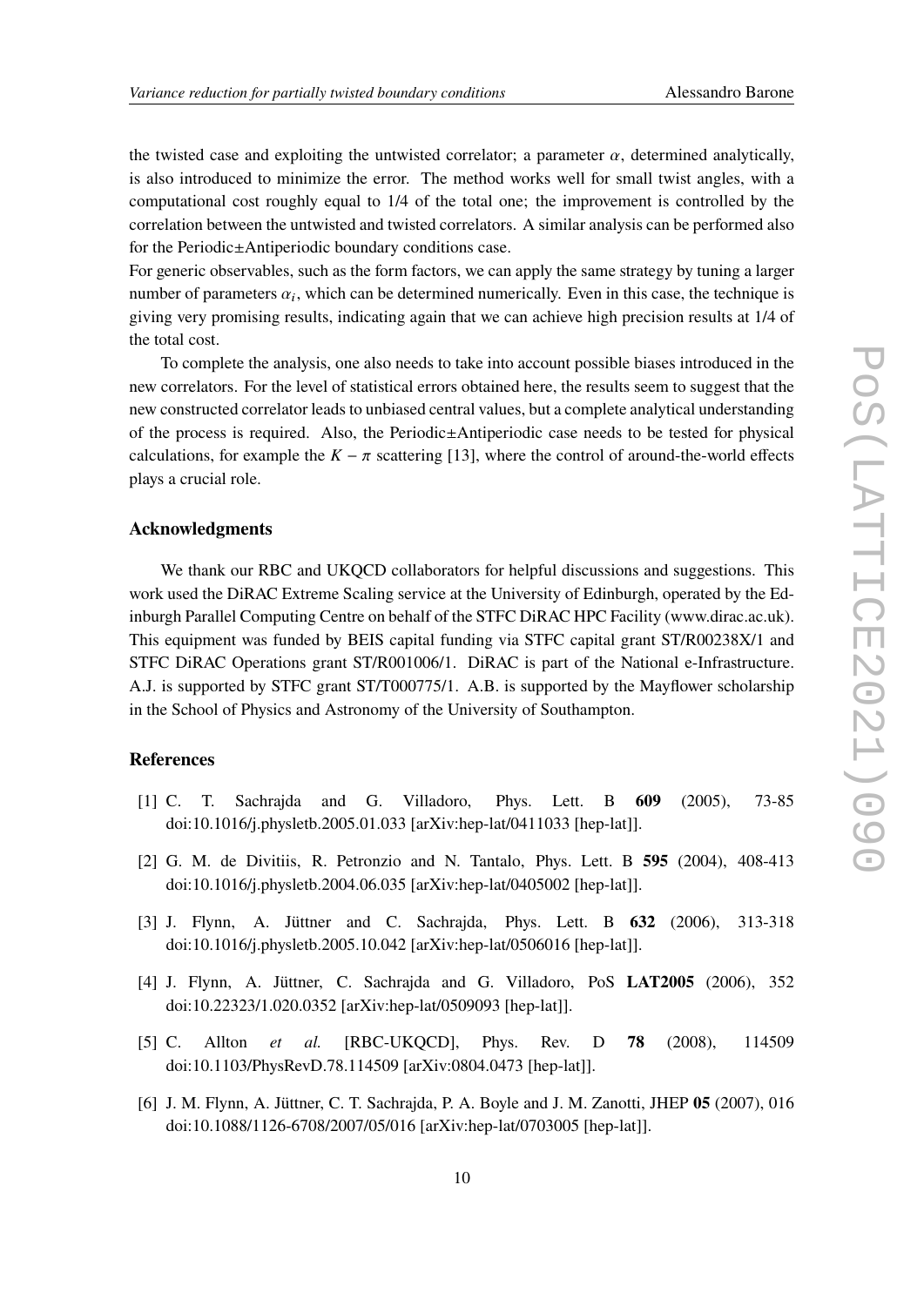the twisted case and exploiting the untwisted correlator; a parameter $\alpha$, determined analytically, is also introduced to minimize the error. The method works well for small twist angles, with a computational cost roughly equal to 1/4 of the total one; the improvement is controlled by the correlation between the untwisted and twisted correlators. A similar analysis can be performed also for the Periodic±Antiperiodic boundary conditions case.
For generic observables, such as the form factors, we can apply the same strategy by tuning a larger number of parameters $\alpha_i$, which can be determined numerically. Even in this case, the technique is giving very promising results, indicating again that we can achieve high precision results at 1/4 of the total cost.

To complete the analysis, one also needs to take into account possible biases introduced in the new correlators. For the level of statistical errors obtained here, the results seem to suggest that the new constructed correlator leads to unbiased central values, but a complete analytical understanding of the process is required. Also, the Periodic±Antiperiodic case needs to be tested for physical calculations, for example the $K - \pi$ scattering [13], where the control of around-the-world effects plays a crucial role.

## Acknowledgments

We thank our RBC and UKQCD collaborators for helpful discussions and suggestions. This work used the DiRAC Extreme Scaling service at the University of Edinburgh, operated by the Edinburgh Parallel Computing Centre on behalf of the STFC DiRAC HPC Facility (www.dirac.ac.uk). This equipment was funded by BEIS capital funding via STFC capital grant ST/R00238X/1 and STFC DiRAC Operations grant ST/R001006/1. DiRAC is part of the National e-Infrastructure. A.J. is supported by STFC grant ST/T000775/1. A.B. is supported by the Mayflower scholarship in the School of Physics and Astronomy of the University of Southampton.

## References

[1] C. T. Sachrajda and G. Villadoro, Phys. Lett. B **609** (2005), 73-85 doi:10.1016/j.physletb.2005.01.033 [arXiv:hep-lat/0411033 [hep-lat]].

[2] G. M. de Divitiis, R. Petronzio and N. Tantalo, Phys. Lett. B **595** (2004), 408-413 doi:10.1016/j.physletb.2004.06.035 [arXiv:hep-lat/0405002 [hep-lat]].

[3] J. Flynn, A. Jüttner and C. Sachrajda, Phys. Lett. B **632** (2006), 313-318 doi:10.1016/j.physletb.2005.10.042 [arXiv:hep-lat/0506016 [hep-lat]].

[4] J. Flynn, A. Jüttner, C. Sachrajda and G. Villadoro, PoS **LAT2005** (2006), 352 doi:10.22323/1.020.0352 [arXiv:hep-lat/0509093 [hep-lat]].

[5] C. Allton *et al.* [RBC-UKQCD], Phys. Rev. D **78** (2008), 114509 doi:10.1103/PhysRevD.78.114509 [arXiv:0804.0473 [hep-lat]].

[6] J. M. Flynn, A. Jüttner, C. T. Sachrajda, P. A. Boyle and J. M. Zanotti, JHEP **05** (2007), 016 doi:10.1088/1126-6708/2007/05/016 [arXiv:hep-lat/0703005 [hep-lat]].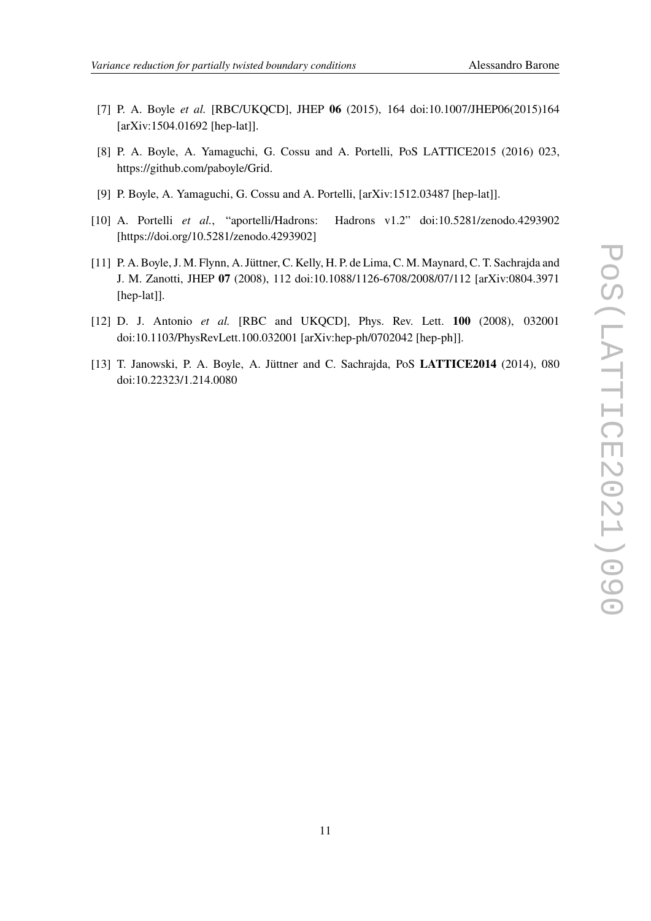[7] P. A. Boyle *et al.* [RBC/UKQCD], JHEP **06** (2015), 164 doi:10.1007/JHEP06(2015)164 [arXiv:1504.01692 [hep-lat]].

[8] P. A. Boyle, A. Yamaguchi, G. Cossu and A. Portelli, PoS LATTICE2015 (2016) 023, https://github.com/paboyle/Grid.

[9] P. Boyle, A. Yamaguchi, G. Cossu and A. Portelli, [arXiv:1512.03487 [hep-lat]].

[10] A. Portelli *et al.*, "aportelli/Hadrons: Hadrons v1.2" doi:10.5281/zenodo.4293902 [https://doi.org/10.5281/zenodo.4293902]

[11] P. A. Boyle, J. M. Flynn, A. Jüttner, C. Kelly, H. P. de Lima, C. M. Maynard, C. T. Sachrajda and J. M. Zanotti, JHEP **07** (2008), 112 doi:10.1088/1126-6708/2008/07/112 [arXiv:0804.3971 [hep-lat]].

[12] D. J. Antonio *et al.* [RBC and UKQCD], Phys. Rev. Lett. **100** (2008), 032001 doi:10.1103/PhysRevLett.100.032001 [arXiv:hep-ph/0702042 [hep-ph]].

[13] T. Janowski, P. A. Boyle, A. Jüttner and C. Sachrajda, PoS **LATTICE2014** (2014), 080 doi:10.22323/1.214.0080